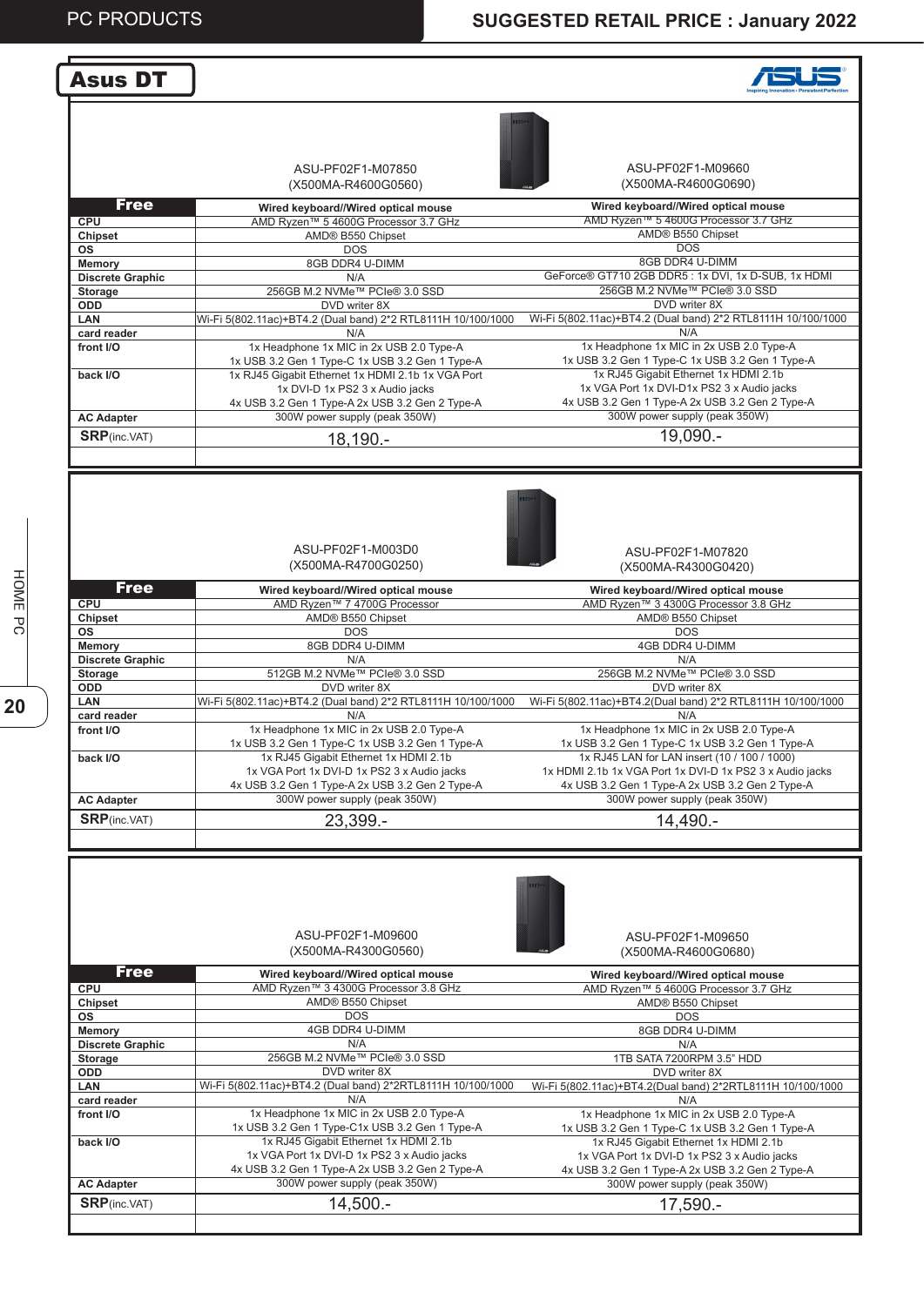PC PRODUCTS

SUGGESTED RETAIL PRICE : January 2022

## Asus DT

| | ASU-PF02F1-M07850 (X500MA-R4600G0560) | ASU-PF02F1-M09660 (X500MA-R4600G0690) |
|---|---|---|
| **Free** | **Wired keyboard//Wired optical mouse** | **Wired keyboard//Wired optical mouse** |
| **CPU** | AMD Ryzen™ 5 4600G Processor 3.7 GHz | AMD Ryzen™ 5 4600G Processor 3.7 GHz |
| **Chipset** | AMD® B550 Chipset | AMD® B550 Chipset |
| **OS** | DOS | DOS |
| **Memory** | 8GB DDR4 U-DIMM | 8GB DDR4 U-DIMM |
| **Discrete Graphic** | N/A | GeForce® GT710 2GB DDR5 : 1x DVI, 1x D-SUB, 1x HDMI |
| **Storage** | 256GB M.2 NVMe™ PCIe® 3.0 SSD | 256GB M.2 NVMe™ PCIe® 3.0 SSD |
| **ODD** | DVD writer 8X | DVD writer 8X |
| **LAN** | Wi-Fi 5(802.11ac)+BT4.2 (Dual band) 2*2 RTL8111H 10/100/1000 | Wi-Fi 5(802.11ac)+BT4.2 (Dual band) 2*2 RTL8111H 10/100/1000 |
| **card reader** | N/A | N/A |
| **front I/O** | 1x Headphone 1x MIC in 2x USB 2.0 Type-A 1x USB 3.2 Gen 1 Type-C 1x USB 3.2 Gen 1 Type-A | 1x Headphone 1x MIC in 2x USB 2.0 Type-A 1x USB 3.2 Gen 1 Type-C 1x USB 3.2 Gen 1 Type-A |
| **back I/O** | 1x RJ45 Gigabit Ethernet 1x HDMI 2.1b 1x VGA Port 1x DVI-D 1x PS2 3 x Audio jacks 4x USB 3.2 Gen 1 Type-A 2x USB 3.2 Gen 2 Type-A | 1x RJ45 Gigabit Ethernet 1x HDMI 2.1b 1x VGA Port 1x DVI-D1x PS2 3 x Audio jacks 4x USB 3.2 Gen 1 Type-A 2x USB 3.2 Gen 2 Type-A |
| **AC Adapter** | 300W power supply (peak 350W) | 300W power supply (peak 350W) |
| **SRP**(inc.VAT) | 18,190.- | 19,090.- |

| | ASU-PF02F1-M003D0 (X500MA-R4700G0250) | ASU-PF02F1-M07820 (X500MA-R4300G0420) |
|---|---|---|
| **Free** | **Wired keyboard//Wired optical mouse** | **Wired keyboard//Wired optical mouse** |
| **CPU** | AMD Ryzen™ 7 4700G Processor | AMD Ryzen™ 3 4300G Processor 3.8 GHz |
| **Chipset** | AMD® B550 Chipset | AMD® B550 Chipset |
| **OS** | DOS | DOS |
| **Memory** | 8GB DDR4 U-DIMM | 4GB DDR4 U-DIMM |
| **Discrete Graphic** | N/A | N/A |
| **Storage** | 512GB M.2 NVMe™ PCIe® 3.0 SSD | 256GB M.2 NVMe™ PCIe® 3.0 SSD |
| **ODD** | DVD writer 8X | DVD writer 8X |
| **LAN** | Wi-Fi 5(802.11ac)+BT4.2 (Dual band) 2*2 RTL8111H 10/100/1000 | Wi-Fi 5(802.11ac)+BT4.2(Dual band) 2*2 RTL8111H 10/100/1000 |
| **card reader** | N/A | N/A |
| **front I/O** | 1x Headphone 1x MIC in 2x USB 2.0 Type-A 1x USB 3.2 Gen 1 Type-C 1x USB 3.2 Gen 1 Type-A | 1x Headphone 1x MIC in 2x USB 2.0 Type-A 1x USB 3.2 Gen 1 Type-C 1x USB 3.2 Gen 1 Type-A |
| **back I/O** | 1x RJ45 Gigabit Ethernet 1x HDMI 2.1b 1x VGA Port 1x DVI-D 1x PS2 3 x Audio jacks 4x USB 3.2 Gen 1 Type-A 2x USB 3.2 Gen 2 Type-A | 1x RJ45 LAN for LAN insert (10 / 100 / 1000) 1x HDMI 2.1b 1x VGA Port 1x DVI-D 1x PS2 3 x Audio jacks 4x USB 3.2 Gen 1 Type-A 2x USB 3.2 Gen 2 Type-A |
| **AC Adapter** | 300W power supply (peak 350W) | 300W power supply (peak 350W) |
| **SRP**(inc.VAT) | 23,399.- | 14,490.- |

| | ASU-PF02F1-M09600 (X500MA-R4300G0560) | ASU-PF02F1-M09650 (X500MA-R4600G0680) |
|---|---|---|
| **Free** | **Wired keyboard//Wired optical mouse** | **Wired keyboard//Wired optical mouse** |
| **CPU** | AMD Ryzen™ 3 4300G Processor 3.8 GHz | AMD Ryzen™ 5 4600G Processor 3.7 GHz |
| **Chipset** | AMD® B550 Chipset | AMD® B550 Chipset |
| **OS** | DOS | DOS |
| **Memory** | 4GB DDR4 U-DIMM | 8GB DDR4 U-DIMM |
| **Discrete Graphic** | N/A | N/A |
| **Storage** | 256GB M.2 NVMe™ PCIe® 3.0 SSD | 1TB SATA 7200RPM 3.5" HDD |
| **ODD** | DVD writer 8X | DVD writer 8X |
| **LAN** | Wi-Fi 5(802.11ac)+BT4.2 (Dual band) 2*2RTL8111H 10/100/1000 | Wi-Fi 5(802.11ac)+BT4.2(Dual band) 2*2RTL8111H 10/100/1000 |
| **card reader** | N/A | N/A |
| **front I/O** | 1x Headphone 1x MIC in 2x USB 2.0 Type-A 1x USB 3.2 Gen 1 Type-C1x USB 3.2 Gen 1 Type-A | 1x Headphone 1x MIC in 2x USB 2.0 Type-A 1x USB 3.2 Gen 1 Type-C 1x USB 3.2 Gen 1 Type-A |
| **back I/O** | 1x RJ45 Gigabit Ethernet 1x HDMI 2.1b 1x VGA Port 1x DVI-D 1x PS2 3 x Audio jacks 4x USB 3.2 Gen 1 Type-A 2x USB 3.2 Gen 2 Type-A | 1x RJ45 Gigabit Ethernet 1x HDMI 2.1b 1x VGA Port 1x DVI-D 1x PS2 3 x Audio jacks 4x USB 3.2 Gen 1 Type-A 2x USB 3.2 Gen 2 Type-A |
| **AC Adapter** | 300W power supply (peak 350W) | 300W power supply (peak 350W) |
| **SRP**(inc.VAT) | 14,500.- | 17,590.- |

HOME PC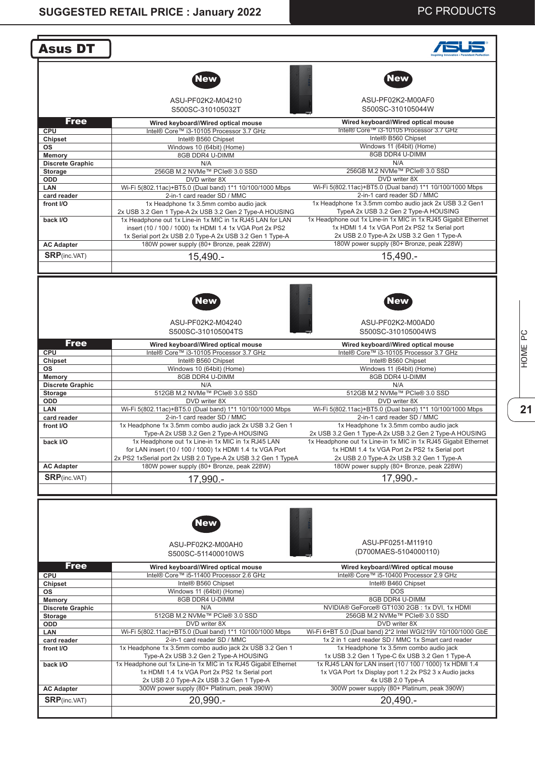SUGGESTED RETAIL PRICE : January 2022

PC PRODUCTS

## Asus DT

| | New | New |
|---|---|---|
| | ASU-PF02K2-M04210<br>S500SC-310105032T | ASU-PF02K2-M00AF0<br>S500SC-310105044W |
| **Free** | Wired keyboard//Wired optical mouse | Wired keyboard//Wired optical mouse |
| **CPU** | Intel® Core™ i3-10105 Processor 3.7 GHz | Intel® Core™ i3-10105 Processor 3.7 GHz |
| **Chipset** | Intel® B560 Chipset | Intel® B560 Chipset |
| **OS** | Windows 10 (64bit) (Home) | Windows 11 (64bit) (Home) |
| **Memory** | 8GB DDR4 U-DIMM | 8GB DDR4 U-DIMM |
| **Discrete Graphic** | N/A | N/A |
| **Storage** | 256GB M.2 NVMe™ PCIe® 3.0 SSD | 256GB M.2 NVMe™ PCIe® 3.0 SSD |
| **ODD** | DVD writer 8X | DVD writer 8X |
| **LAN** | Wi-Fi 5(802.11ac)+BT5.0 (Dual band) 1*1 10/100/1000 Mbps | Wi-Fi 5(802.11ac)+BT5.0 (Dual band) 1*1 10/100/1000 Mbps |
| **card reader** | 2-in-1 card reader SD / MMC | 2-in-1 card reader SD / MMC |
| **front I/O** | 1x Headphone 1x 3.5mm combo audio jack 2x USB 3.2 Gen 1 Type-A 2x USB 3.2 Gen 2 Type-A HOUSING | 1x Headphone 1x 3.5mm combo audio jack 2x USB 3.2 Gen1 TypeA 2x USB 3.2 Gen 2 Type-A HOUSING |
| **back I/O** | 1x Headphone out 1x Line-in 1x MIC in 1x RJ45 LAN for LAN insert (10 / 100 / 1000) 1x HDMI 1.4 1x VGA Port 2x PS2 1x Serial port 2x USB 2.0 Type-A 2x USB 3.2 Gen 1 Type-A | 1x Headphone out 1x Line-in 1x MIC in 1x RJ45 Gigabit Ethernet 1x HDMI 1.4 1x VGA Port 2x PS2 1x Serial port 2x USB 2.0 Type-A 2x USB 3.2 Gen 1 Type-A |
| **AC Adapter** | 180W power supply (80+ Bronze, peak 228W) | 180W power supply (80+ Bronze, peak 228W) |
| **SRP**(inc.VAT) | 15,490.- | 15,490.- |

| | New | New |
|---|---|---|
| | ASU-PF02K2-M04240<br>S500SC-310105004TS | ASU-PF02K2-M00AD0<br>S500SC-310105004WS |
| **Free** | Wired keyboard//Wired optical mouse | Wired keyboard//Wired optical mouse |
| **CPU** | Intel® Core™ i3-10105 Processor 3.7 GHz | Intel® Core™ i3-10105 Processor 3.7 GHz |
| **Chipset** | Intel® B560 Chipset | Intel® B560 Chipset |
| **OS** | Windows 10 (64bit) (Home) | Windows 11 (64bit) (Home) |
| **Memory** | 8GB DDR4 U-DIMM | 8GB DDR4 U-DIMM |
| **Discrete Graphic** | N/A | N/A |
| **Storage** | 512GB M.2 NVMe™ PCIe® 3.0 SSD | 512GB M.2 NVMe™ PCIe® 3.0 SSD |
| **ODD** | DVD writer 8X | DVD writer 8X |
| **LAN** | Wi-Fi 5(802.11ac)+BT5.0 (Dual band) 1*1 10/100/1000 Mbps | Wi-Fi 5(802.11ac)+BT5.0 (Dual band) 1*1 10/100/1000 Mbps |
| **card reader** | 2-in-1 card reader SD / MMC | 2-in-1 card reader SD / MMC |
| **front I/O** | 1x Headphone 1x 3.5mm combo audio jack 2x USB 3.2 Gen 1 Type-A 2x USB 3.2 Gen 2 Type-A HOUSING | 1x Headphone 1x 3.5mm combo audio jack 2x USB 3.2 Gen 1 Type-A 2x USB 3.2 Gen 2 Type-A HOUSING |
| **back I/O** | 1x Headphone out 1x Line-in 1x MIC in 1x RJ45 LAN for LAN insert (10 / 100 / 1000) 1x HDMI 1.4 1x VGA Port 2x PS2 1xSerial port 2x USB 2.0 Type-A 2x USB 3.2 Gen 1 TypeA | 1x Headphone out 1x Line-in 1x MIC in 1x RJ45 Gigabit Ethernet 1x HDMI 1.4 1x VGA Port 2x PS2 1x Serial port 2x USB 2.0 Type-A 2x USB 3.2 Gen 1 Type-A |
| **AC Adapter** | 180W power supply (80+ Bronze, peak 228W) | 180W power supply (80+ Bronze, peak 228W) |
| **SRP**(inc.VAT) | 17,990.- | 17,990.- |

| | New | |
|---|---|---|
| | ASU-PF02K2-M00AH0<br>S500SC-511400010WS | ASU-PF0251-M11910<br>(D700MAES-5104000110) |
| **Free** | Wired keyboard//Wired optical mouse | Wired keyboard//Wired optical mouse |
| **CPU** | Intel® Core™ i5-11400 Processor 2.6 GHz | Intel® Core™ i5-10400 Processor 2.9 GHz |
| **Chipset** | Intel® B560 Chipset | Intel® B460 Chipset |
| **OS** | Windows 11 (64bit) (Home) | DOS |
| **Memory** | 8GB DDR4 U-DIMM | 8GB DDR4 U-DIMM |
| **Discrete Graphic** | N/A | NVIDIA® GeForce® GT1030 2GB : 1x DVI, 1x HDMI |
| **Storage** | 512GB M.2 NVMe™ PCIe® 3.0 SSD | 256GB M.2 NVMe™ PCIe® 3.0 SSD |
| **ODD** | DVD writer 8X | DVD writer 8X |
| **LAN** | Wi-Fi 5(802.11ac)+BT5.0 (Dual band) 1*1 10/100/1000 Mbps | Wi-Fi 6+BT 5.0 (Dual band) 2*2 Intel WGI219V 10/100/1000 GbE |
| **card reader** | 2-in-1 card reader SD / MMC | 1x 2 in 1 card reader SD / MMC 1x Smart card reader |
| **front I/O** | 1x Headphone 1x 3.5mm combo audio jack 2x USB 3.2 Gen 1 Type-A 2x USB 3.2 Gen 2 Type-A HOUSING | 1x Headphone 1x 3.5mm combo audio jack 1x USB 3.2 Gen 1 Type-C 6x USB 3.2 Gen 1 Type-A |
| **back I/O** | 1x Headphone out 1x Line-in 1x MIC in 1x RJ45 Gigabit Ethernet 1x HDMI 1.4 1x VGA Port 2x PS2 1x Serial port 2x USB 2.0 Type-A 2x USB 3.2 Gen 1 Type-A | 1x RJ45 LAN for LAN insert (10 / 100 / 1000) 1x HDMI 1.4 1x VGA Port 1x Display port 1.2 2x PS2 3 x Audio jacks 4x USB 2.0 Type-A |
| **AC Adapter** | 300W power supply (80+ Platinum, peak 390W) | 300W power supply (80+ Platinum, peak 390W) |
| **SRP**(inc.VAT) | 20,990.- | 20,490.- |

HOME PC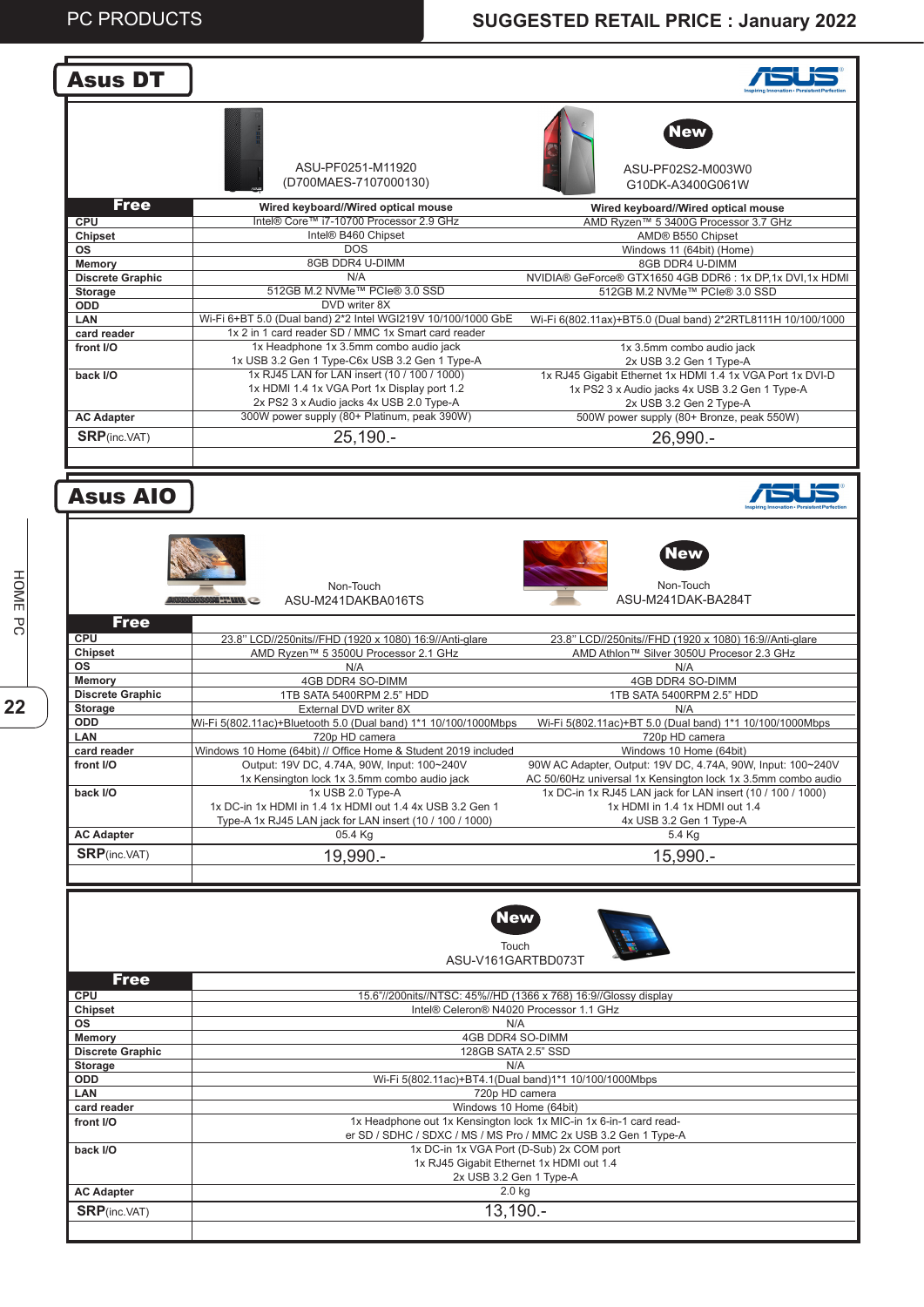PC PRODUCTS

SUGGESTED RETAIL PRICE : January 2022

## Asus DT

| | ASU-PF0251-M11920 (D700MAES-7107000130) | New ASU-PF02S2-M003W0 G10DK-A3400G061W |
|---|---|---|
| **Free** | Wired keyboard//Wired optical mouse | Wired keyboard//Wired optical mouse |
| **CPU** | Intel® Core™ i7-10700 Processor 2.9 GHz | AMD Ryzen™ 5 3400G Processor 3.7 GHz |
| **Chipset** | Intel® B460 Chipset | AMD® B550 Chipset |
| **OS** | DOS | Windows 11 (64bit) (Home) |
| **Memory** | 8GB DDR4 U-DIMM | 8GB DDR4 U-DIMM |
| **Discrete Graphic** | N/A | NVIDIA® GeForce® GTX1650 4GB DDR6 : 1x DP,1x DVI,1x HDMI |
| **Storage** | 512GB M.2 NVMe™ PCIe® 3.0 SSD | 512GB M.2 NVMe™ PCIe® 3.0 SSD |
| **ODD** | DVD writer 8X | |
| **LAN** | Wi-Fi 6+BT 5.0 (Dual band) 2*2 Intel WGI219V 10/100/1000 GbE | Wi-Fi 6(802.11ax)+BT5.0 (Dual band) 2*2RTL8111H 10/100/1000 |
| **card reader** | 1x 2 in 1 card reader SD / MMC 1x Smart card reader | |
| **front I/O** | 1x Headphone 1x 3.5mm combo audio jack 1x USB 3.2 Gen 1 Type-C6x USB 3.2 Gen 1 Type-A | 1x 3.5mm combo audio jack 2x USB 3.2 Gen 1 Type-A |
| **back I/O** | 1x RJ45 LAN for LAN insert (10 / 100 / 1000) 1x HDMI 1.4 1x VGA Port 1x Display port 1.2 2x PS2 3 x Audio jacks 4x USB 2.0 Type-A | 1x RJ45 Gigabit Ethernet 1x HDMI 1.4 1x VGA Port 1x DVI-D 1x PS2 3 x Audio jacks 4x USB 3.2 Gen 1 Type-A 2x USB 3.2 Gen 2 Type-A |
| **AC Adapter** | 300W power supply (80+ Platinum, peak 390W) | 500W power supply (80+ Bronze, peak 550W) |
| **SRP**(inc.VAT) | 25,190.- | 26,990.- |

## Asus AIO

| | Non-Touch ASU-M241DAKBA016TS | New Non-Touch ASU-M241DAK-BA284T |
|---|---|---|
| **Free** | | |
| **CPU** | 23.8" LCD//250nits//FHD (1920 x 1080) 16:9//Anti-glare | 23.8" LCD//250nits//FHD (1920 x 1080) 16:9//Anti-glare |
| **Chipset** | AMD Ryzen™ 5 3500U Processor 2.1 GHz | AMD Athlon™ Silver 3050U Procesor 2.3 GHz |
| **OS** | N/A | N/A |
| **Memory** | 4GB DDR4 SO-DIMM | 4GB DDR4 SO-DIMM |
| **Discrete Graphic** | 1TB SATA 5400RPM 2.5" HDD | 1TB SATA 5400RPM 2.5" HDD |
| **Storage** | External DVD writer 8X | N/A |
| **ODD** | Wi-Fi 5(802.11ac)+Bluetooth 5.0 (Dual band) 1*1 10/100/1000Mbps | Wi-Fi 5(802.11ac)+BT 5.0 (Dual band) 1*1 10/100/1000Mbps |
| **LAN** | 720p HD camera | 720p HD camera |
| **card reader** | Windows 10 Home (64bit) // Office Home & Student 2019 included | Windows 10 Home (64bit) |
| **front I/O** | Output: 19V DC, 4.74A, 90W, Input: 100~240V 1x Kensington lock 1x 3.5mm combo audio jack | 90W AC Adapter, Output: 19V DC, 4.74A, 90W, Input: 100~240V AC 50/60Hz universal 1x Kensington lock 1x 3.5mm combo audio |
| **back I/O** | 1x USB 2.0 Type-A 1x DC-in 1x HDMI in 1.4 1x HDMI out 1.4 4x USB 3.2 Gen 1 Type-A 1x RJ45 LAN jack for LAN insert (10 / 100 / 1000) | 1x DC-in 1x RJ45 LAN jack for LAN insert (10 / 100 / 1000) 1x HDMI in 1.4 1x HDMI out 1.4 4x USB 3.2 Gen 1 Type-A |
| **AC Adapter** | 05.4 Kg | 5.4 Kg |
| **SRP**(inc.VAT) | 19,990.- | 15,990.- |

| | New Touch ASU-V161GARTBD073T |
|---|---|
| **Free** | |
| **CPU** | 15.6"//200nits//NTSC: 45%//HD (1366 x 768) 16:9//Glossy display |
| **Chipset** | Intel® Celeron® N4020 Processor 1.1 GHz |
| **OS** | N/A |
| **Memory** | 4GB DDR4 SO-DIMM |
| **Discrete Graphic** | 128GB SATA 2.5" SSD |
| **Storage** | N/A |
| **ODD** | Wi-Fi 5(802.11ac)+BT4.1(Dual band)1*1 10/100/1000Mbps |
| **LAN** | 720p HD camera |
| **card reader** | Windows 10 Home (64bit) |
| **front I/O** | 1x Headphone out 1x Kensington lock 1x MIC-in 1x 6-in-1 card reader SD / SDHC / SDXC / MS / MS Pro / MMC 2x USB 3.2 Gen 1 Type-A |
| **back I/O** | 1x DC-in 1x VGA Port (D-Sub) 2x COM port 1x RJ45 Gigabit Ethernet 1x HDMI out 1.4 2x USB 3.2 Gen 1 Type-A |
| **AC Adapter** | 2.0 kg |
| **SRP**(inc.VAT) | 13,190.- |

HOME PC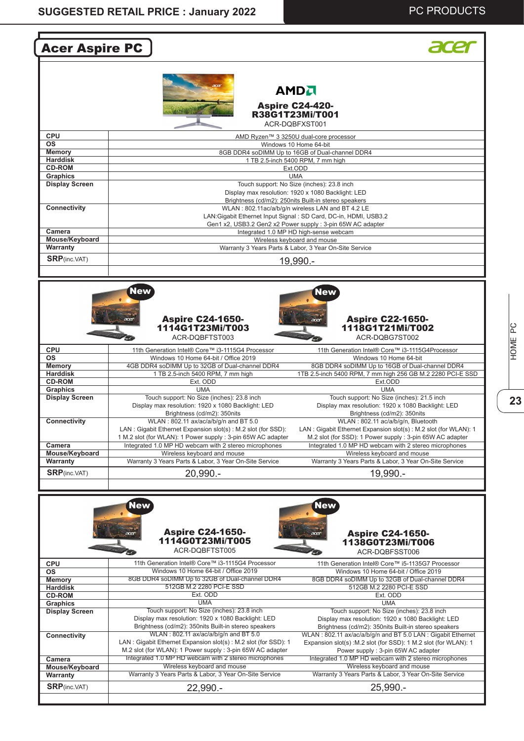# Acer Aspire PC

## AMD

| | Aspire C24-420-R38G1T23Mi/T001<br>ACR-DQBFXST001 |
|---|---|
| CPU | AMD Ryzen™ 3 3250U dual-core processor |
| OS | Windows 10 Home 64-bit |
| Memory | 8GB DDR4 soDIMM Up to 16GB of Dual-channel DDR4 |
| Harddisk | 1 TB 2.5-inch 5400 RPM, 7 mm high |
| CD-ROM | Ext.ODD |
| Graphics | UMA |
| Display Screen | Touch support: No Size (inches): 23.8 inch<br>Display max resolution: 1920 x 1080 Backlight: LED<br>Brightness (cd/m2): 250nits Built-in stereo speakers |
| Connectivity | WLAN : 802.11ac/a/b/g/n wireless LAN and BT 4.2 LE<br>LAN:Gigabit Ethernet Input Signal : SD Card, DC-in, HDMI, USB3.2<br>Gen1 x2, USB3.2 Gen2 x2 Power supply : 3-pin 65W AC adapter |
| Camera | Integrated 1.0 MP HD high-sense webcam |
| Mouse/Keyboard | Wireless keyboard and mouse |
| Warranty | Warranty 3 Years Parts & Labor, 3 Year On-Site Service |
| **SRP**(inc.VAT) | 19,990.- |

| | **New** Aspire C24-1650-1114G1T23Mi/T003<br>ACR-DQBFTST003 | **New** Aspire C22-1650-1118G1T21Mi/T002<br>ACR-DQBG7ST002 |
|---|---|---|
| CPU | 11th Generation Intel® Core™ i3-1115G4 Processor | 11th Generation Intel® Core™ i3-1115G4Processor |
| OS | Windows 10 Home 64-bit / Office 2019 | Windows 10 Home 64-bit |
| Memory | 4GB DDR4 soDIMM Up to 32GB of Dual-channel DDR4 | 8GB DDR4 soDIMM Up to 16GB of Dual-channel DDR4 |
| Harddisk | 1 TB 2.5-inch 5400 RPM, 7 mm high | 1TB 2.5-inch 5400 RPM, 7 mm high 256 GB M.2 2280 PCI-E SSD |
| CD-ROM | Ext. ODD | Ext.ODD |
| Graphics | UMA | UMA |
| Display Screen | Touch support: No Size (inches): 23.8 inch<br>Display max resolution: 1920 x 1080 Backlight: LED<br>Brightness (cd/m2): 350nits | Touch support: No Size (inches): 21.5 inch<br>Display max resolution: 1920 x 1080 Backlight: LED<br>Brightness (cd/m2): 350nits |
| Connectivity | WLAN : 802.11 ax/ac/a/b/g/n and BT 5.0<br>LAN : Gigabit Ethernet Expansion slot(s) : M.2 slot (for SSD):<br>1 M.2 slot (for WLAN): 1 Power supply : 3-pin 65W AC adapter | WLAN : 802.11 ac/a/b/g/n, Bluetooth<br>LAN : Gigabit Ethernet Expansion slot(s) : M.2 slot (for WLAN): 1<br>M.2 slot (for SSD): 1 Power supply : 3-pin 65W AC adapter |
| Camera | Integrated 1.0 MP HD webcam with 2 stereo microphones | Integrated 1.0 MP HD webcam with 2 stereo microphones |
| Mouse/Keyboard | Wireless keyboard and mouse | Wireless keyboard and mouse |
| Warranty | Warranty 3 Years Parts & Labor, 3 Year On-Site Service | Warranty 3 Years Parts & Labor, 3 Year On-Site Service |
| **SRP**(inc.VAT) | 20,990.- | 19,990.- |

| | **New** Aspire C24-1650-1114G0T23Mi/T005<br>ACR-DQBFTST005 | **New** Aspire C24-1650-1138G0T23Mi/T006<br>ACR-DQBFSST006 |
|---|---|---|
| CPU | 11th Generation Intel® Core™ i3-1115G4 Processor | 11th Generation Intel® Core™ i5-1135G7 Processor |
| OS | Windows 10 Home 64-bit / Office 2019 | Windows 10 Home 64-bit / Office 2019 |
| Memory | 8GB DDR4 soDIMM Up to 32GB of Dual-channel DDR4 | 8GB DDR4 soDIMM Up to 32GB of Dual-channel DDR4 |
| Harddisk | 512GB M.2 2280 PCI-E SSD | 512GB M.2 2280 PCI-E SSD |
| CD-ROM | Ext. ODD | Ext. ODD |
| Graphics | UMA | UMA |
| Display Screen | Touch support: No Size (inches): 23.8 inch<br>Display max resolution: 1920 x 1080 Backlight: LED<br>Brightness (cd/m2): 350nits Built-in stereo speakers | Touch support: No Size (inches): 23.8 inch<br>Display max resolution: 1920 x 1080 Backlight: LED<br>Brightness (cd/m2): 350nits Built-in stereo speakers |
| Connectivity | WLAN : 802.11 ax/ac/a/b/g/n and BT 5.0<br>LAN : Gigabit Ethernet Expansion slot(s) : M.2 slot (for SSD): 1<br>M.2 slot (for WLAN): 1 Power supply : 3-pin 65W AC adapter | WLAN : 802.11 ax/ac/a/b/g/n and BT 5.0 LAN : Gigabit Ethernet<br>Expansion slot(s) :M.2 slot (for SSD): 1 M.2 slot (for WLAN): 1<br>Power supply : 3-pin 65W AC adapter |
| Camera | Integrated 1.0 MP HD webcam with 2 stereo microphones | Integrated 1.0 MP HD webcam with 2 stereo microphones |
| Mouse/Keyboard | Wireless keyboard and mouse | Wireless keyboard and mouse |
| Warranty | Warranty 3 Years Parts & Labor, 3 Year On-Site Service | Warranty 3 Years Parts & Labor, 3 Year On-Site Service |
| **SRP**(inc.VAT) | 22,990.- | 25,990.- |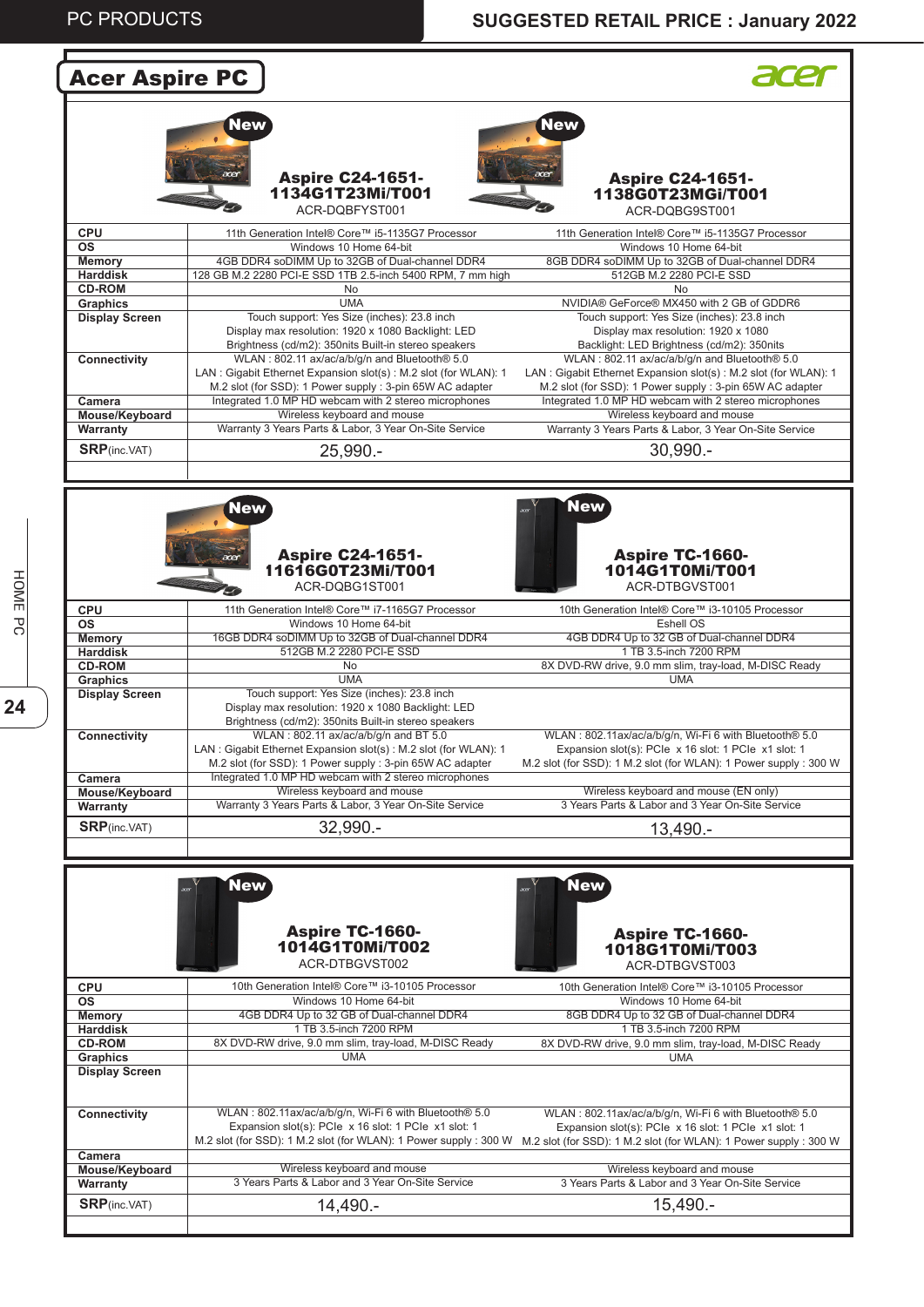## Acer Aspire PC

| | New **Aspire C24-1651-1134G1T23Mi/T001** ACR-DQBFYST001 | New **Aspire C24-1651-1138G0T23MGi/T001** ACR-DQBG9ST001 |
|---|---|---|
| **CPU** | 11th Generation Intel® Core™ i5-1135G7 Processor | 11th Generation Intel® Core™ i5-1135G7 Processor |
| **OS** | Windows 10 Home 64-bit | Windows 10 Home 64-bit |
| **Memory** | 4GB DDR4 soDIMM Up to 32GB of Dual-channel DDR4 | 8GB DDR4 soDIMM Up to 32GB of Dual-channel DDR4 |
| **Harddisk** | 128 GB M.2 2280 PCI-E SSD 1TB 2.5-inch 5400 RPM, 7 mm high | 512GB M.2 2280 PCI-E SSD |
| **CD-ROM** | No | No |
| **Graphics** | UMA | NVIDIA® GeForce® MX450 with 2 GB of GDDR6 |
| **Display Screen** | Touch support: Yes Size (inches): 23.8 inch Display max resolution: 1920 x 1080 Backlight: LED Brightness (cd/m2): 350nits Built-in stereo speakers | Touch support: Yes Size (inches): 23.8 inch Display max resolution: 1920 x 1080 Backlight: LED Brightness (cd/m2): 350nits |
| **Connectivity** | WLAN : 802.11 ax/ac/a/b/g/n and Bluetooth® 5.0 LAN : Gigabit Ethernet Expansion slot(s) : M.2 slot (for WLAN): 1 M.2 slot (for SSD): 1 Power supply : 3-pin 65W AC adapter | WLAN : 802.11 ax/ac/a/b/g/n and Bluetooth® 5.0 LAN : Gigabit Ethernet Expansion slot(s) : M.2 slot (for WLAN): 1 M.2 slot (for SSD): 1 Power supply : 3-pin 65W AC adapter |
| **Camera** | Integrated 1.0 MP HD webcam with 2 stereo microphones | Integrated 1.0 MP HD webcam with 2 stereo microphones |
| **Mouse/Keyboard** | Wireless keyboard and mouse | Wireless keyboard and mouse |
| **Warranty** | Warranty 3 Years Parts & Labor, 3 Year On-Site Service | Warranty 3 Years Parts & Labor, 3 Year On-Site Service |
| **SRP**(inc.VAT) | 25,990.- | 30,990.- |

| | New **Aspire C24-1651-11616G0T23Mi/T001** ACR-DQBG1ST001 | New **Aspire TC-1660-1014G1T0Mi/T001** ACR-DTBGVST001 |
|---|---|---|
| **CPU** | 11th Generation Intel® Core™ i7-1165G7 Processor | 10th Generation Intel® Core™ i3-10105 Processor |
| **OS** | Windows 10 Home 64-bit | Eshell OS |
| **Memory** | 16GB DDR4 soDIMM Up to 32GB of Dual-channel DDR4 | 4GB DDR4 Up to 32 GB of Dual-channel DDR4 |
| **Harddisk** | 512GB M.2 2280 PCI-E SSD | 1 TB 3.5-inch 7200 RPM |
| **CD-ROM** | No | 8X DVD-RW drive, 9.0 mm slim, tray-load, M-DISC Ready |
| **Graphics** | UMA | UMA |
| **Display Screen** | Touch support: Yes Size (inches): 23.8 inch Display max resolution: 1920 x 1080 Backlight: LED Brightness (cd/m2): 350nits Built-in stereo speakers | |
| **Connectivity** | WLAN : 802.11 ax/ac/a/b/g/n and BT 5.0 LAN : Gigabit Ethernet Expansion slot(s) : M.2 slot (for WLAN): 1 M.2 slot (for SSD): 1 Power supply : 3-pin 65W AC adapter | WLAN : 802.11ax/ac/a/b/g/n, Wi-Fi 6 with Bluetooth® 5.0 Expansion slot(s): PCIe x 16 slot: 1 PCIe x1 slot: 1 M.2 slot (for SSD): 1 M.2 slot (for WLAN): 1 Power supply : 300 W |
| **Camera** | Integrated 1.0 MP HD webcam with 2 stereo microphones | |
| **Mouse/Keyboard** | Wireless keyboard and mouse | Wireless keyboard and mouse (EN only) |
| **Warranty** | Warranty 3 Years Parts & Labor, 3 Year On-Site Service | 3 Years Parts & Labor and 3 Year On-Site Service |
| **SRP**(inc.VAT) | 32,990.- | 13,490.- |

| | New **Aspire TC-1660-1014G1T0Mi/T002** ACR-DTBGVST002 | New **Aspire TC-1660-1018G1T0Mi/T003** ACR-DTBGVST003 |
|---|---|---|
| **CPU** | 10th Generation Intel® Core™ i3-10105 Processor | 10th Generation Intel® Core™ i3-10105 Processor |
| **OS** | Windows 10 Home 64-bit | Windows 10 Home 64-bit |
| **Memory** | 4GB DDR4 Up to 32 GB of Dual-channel DDR4 | 8GB DDR4 Up to 32 GB of Dual-channel DDR4 |
| **Harddisk** | 1 TB 3.5-inch 7200 RPM | 1 TB 3.5-inch 7200 RPM |
| **CD-ROM** | 8X DVD-RW drive, 9.0 mm slim, tray-load, M-DISC Ready | 8X DVD-RW drive, 9.0 mm slim, tray-load, M-DISC Ready |
| **Graphics** | UMA | UMA |
| **Display Screen** | | |
| **Connectivity** | WLAN : 802.11ax/ac/a/b/g/n, Wi-Fi 6 with Bluetooth® 5.0 Expansion slot(s): PCIe x 16 slot: 1 PCIe x1 slot: 1 M.2 slot (for SSD): 1 M.2 slot (for WLAN): 1 Power supply : 300 W | WLAN : 802.11ax/ac/a/b/g/n, Wi-Fi 6 with Bluetooth® 5.0 Expansion slot(s): PCIe x 16 slot: 1 PCIe x1 slot: 1 M.2 slot (for SSD): 1 M.2 slot (for WLAN): 1 Power supply : 300 W |
| **Camera** | | |
| **Mouse/Keyboard** | Wireless keyboard and mouse | Wireless keyboard and mouse |
| **Warranty** | 3 Years Parts & Labor and 3 Year On-Site Service | 3 Years Parts & Labor and 3 Year On-Site Service |
| **SRP**(inc.VAT) | 14,490.- | 15,490.- |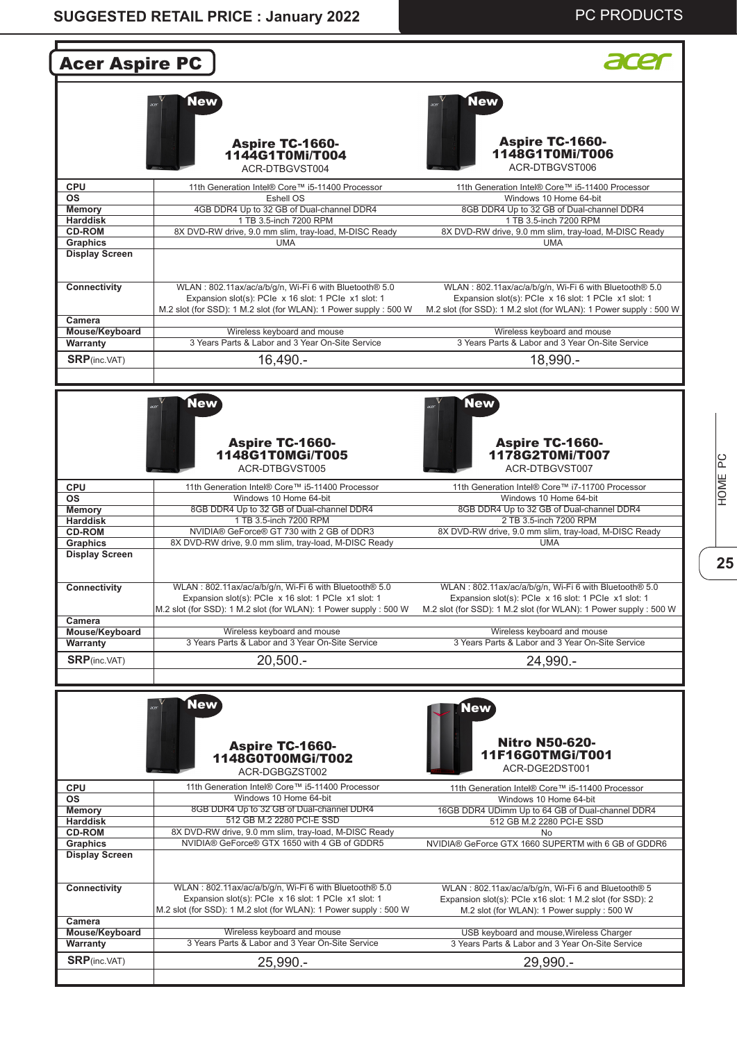SUGGESTED RETAIL PRICE : January 2022

PC PRODUCTS

## Acer Aspire PC

| | New **Aspire TC-1660-1144G1T0Mi/T004** ACR-DTBGVST004 | New **Aspire TC-1660-1148G1T0Mi/T006** ACR-DTBGVST006 |
|---|---|---|
| **CPU** | 11th Generation Intel® Core™ i5-11400 Processor | 11th Generation Intel® Core™ i5-11400 Processor |
| **OS** | Eshell OS | Windows 10 Home 64-bit |
| **Memory** | 4GB DDR4 Up to 32 GB of Dual-channel DDR4 | 8GB DDR4 Up to 32 GB of Dual-channel DDR4 |
| **Harddisk** | 1 TB 3.5-inch 7200 RPM | 1 TB 3.5-inch 7200 RPM |
| **CD-ROM** | 8X DVD-RW drive, 9.0 mm slim, tray-load, M-DISC Ready | 8X DVD-RW drive, 9.0 mm slim, tray-load, M-DISC Ready |
| **Graphics** | UMA | UMA |
| **Display Screen** | | |
| **Connectivity** | WLAN : 802.11ax/ac/a/b/g/n, Wi-Fi 6 with Bluetooth® 5.0 Expansion slot(s): PCIe x 16 slot: 1 PCIe x1 slot: 1 M.2 slot (for SSD): 1 M.2 slot (for WLAN): 1 Power supply : 500 W | WLAN : 802.11ax/ac/a/b/g/n, Wi-Fi 6 with Bluetooth® 5.0 Expansion slot(s): PCIe x 16 slot: 1 PCIe x1 slot: 1 M.2 slot (for SSD): 1 M.2 slot (for WLAN): 1 Power supply : 500 W |
| **Camera** | | |
| **Mouse/Keyboard** | Wireless keyboard and mouse | Wireless keyboard and mouse |
| **Warranty** | 3 Years Parts & Labor and 3 Year On-Site Service | 3 Years Parts & Labor and 3 Year On-Site Service |
| **SRP**(inc.VAT) | 16,490.- | 18,990.- |

| | New **Aspire TC-1660-1148G1T0MGi/T005** ACR-DTBGVST005 | New **Aspire TC-1660-1178G2T0Mi/T007** ACR-DTBGVST007 |
|---|---|---|
| **CPU** | 11th Generation Intel® Core™ i5-11400 Processor | 11th Generation Intel® Core™ i7-11700 Processor |
| **OS** | Windows 10 Home 64-bit | Windows 10 Home 64-bit |
| **Memory** | 8GB DDR4 Up to 32 GB of Dual-channel DDR4 | 8GB DDR4 Up to 32 GB of Dual-channel DDR4 |
| **Harddisk** | 1 TB 3.5-inch 7200 RPM | 2 TB 3.5-inch 7200 RPM |
| **CD-ROM** | NVIDIA® GeForce® GT 730 with 2 GB of DDR3 | 8X DVD-RW drive, 9.0 mm slim, tray-load, M-DISC Ready |
| **Graphics** | 8X DVD-RW drive, 9.0 mm slim, tray-load, M-DISC Ready | UMA |
| **Display Screen** | | |
| **Connectivity** | WLAN : 802.11ax/ac/a/b/g/n, Wi-Fi 6 with Bluetooth® 5.0 Expansion slot(s): PCIe x 16 slot: 1 PCIe x1 slot: 1 M.2 slot (for SSD): 1 M.2 slot (for WLAN): 1 Power supply : 500 W | WLAN : 802.11ax/ac/a/b/g/n, Wi-Fi 6 with Bluetooth® 5.0 Expansion slot(s): PCIe x 16 slot: 1 PCIe x1 slot: 1 M.2 slot (for SSD): 1 M.2 slot (for WLAN): 1 Power supply : 500 W |
| **Camera** | | |
| **Mouse/Keyboard** | Wireless keyboard and mouse | Wireless keyboard and mouse |
| **Warranty** | 3 Years Parts & Labor and 3 Year On-Site Service | 3 Years Parts & Labor and 3 Year On-Site Service |
| **SRP**(inc.VAT) | 20,500.- | 24,990.- |

| | New **Aspire TC-1660-1148G0T00MGi/T002** ACR-DGBGZST002 | New **Nitro N50-620-11F16G0TMGi/T001** ACR-DGE2DST001 |
|---|---|---|
| **CPU** | 11th Generation Intel® Core™ i5-11400 Processor | 11th Generation Intel® Core™ i5-11400 Processor |
| **OS** | Windows 10 Home 64-bit | Windows 10 Home 64-bit |
| **Memory** | 8GB DDR4 Up to 32 GB of Dual-channel DDR4 | 16GB DDR4 UDimm Up to 64 GB of Dual-channel DDR4 |
| **Harddisk** | 512 GB M.2 2280 PCI-E SSD | 512 GB M.2 2280 PCI-E SSD |
| **CD-ROM** | 8X DVD-RW drive, 9.0 mm slim, tray-load, M-DISC Ready | No |
| **Graphics** | NVIDIA® GeForce® GTX 1650 with 4 GB of GDDR5 | NVIDIA® GeForce GTX 1660 SUPERTM with 6 GB of GDDR6 |
| **Display Screen** | | |
| **Connectivity** | WLAN : 802.11ax/ac/a/b/g/n, Wi-Fi 6 with Bluetooth® 5.0 Expansion slot(s): PCIe x 16 slot: 1 PCIe x1 slot: 1 M.2 slot (for SSD): 1 M.2 slot (for WLAN): 1 Power supply : 500 W | WLAN : 802.11ax/ac/a/b/g/n, Wi-Fi 6 and Bluetooth® 5 Expansion slot(s): PCIe x16 slot: 1 M.2 slot (for SSD): 2 M.2 slot (for WLAN): 1 Power supply : 500 W |
| **Camera** | | |
| **Mouse/Keyboard** | Wireless keyboard and mouse | USB keyboard and mouse,Wireless Charger |
| **Warranty** | 3 Years Parts & Labor and 3 Year On-Site Service | 3 Years Parts & Labor and 3 Year On-Site Service |
| **SRP**(inc.VAT) | 25,990.- | 29,990.- |

HOME PC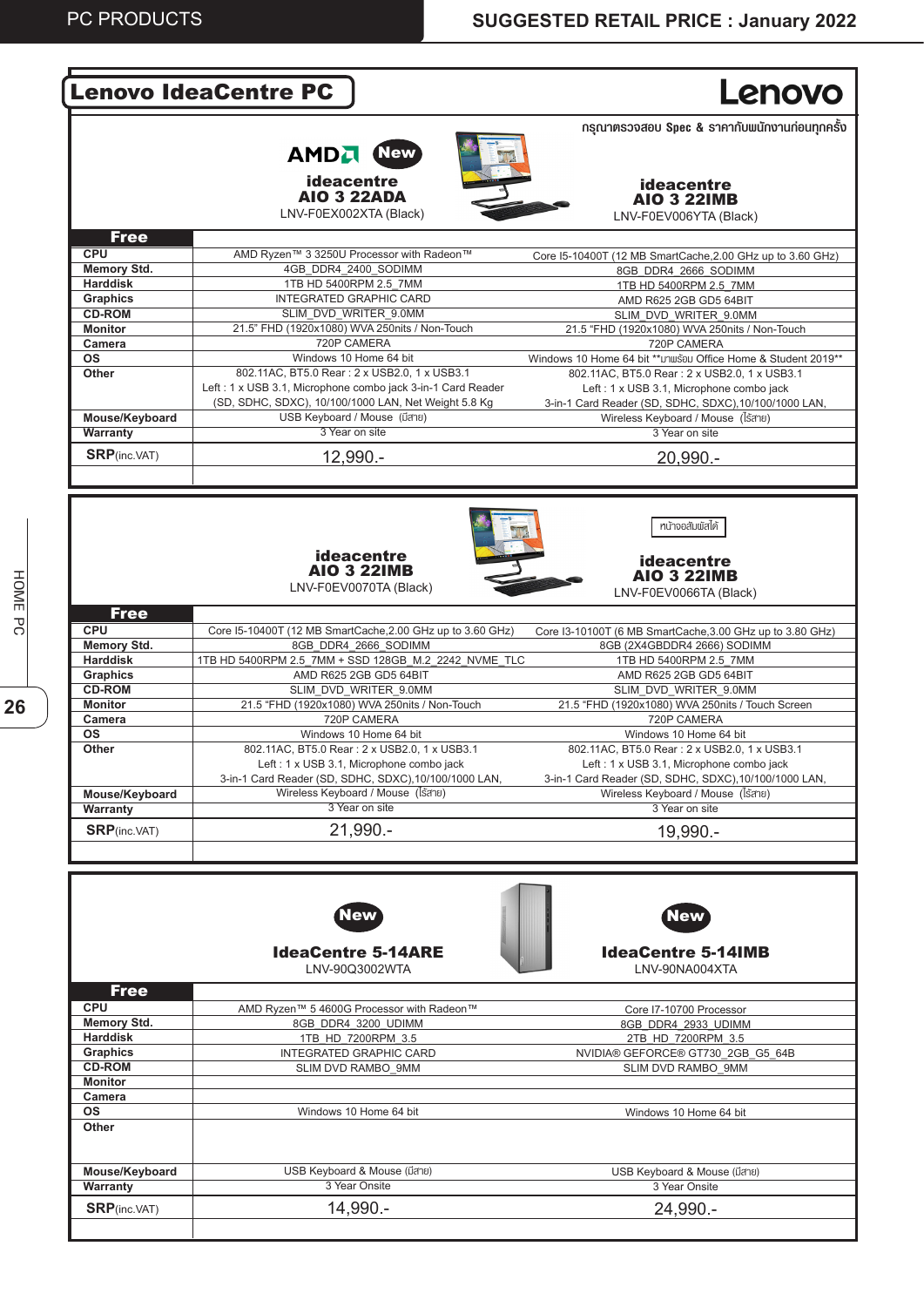# Lenovo IdeaCentre PC

Lenovo

กรุณาตรวจสอบ Spec & ราคากับพนักงานก่อนทุกครั้ง

| | AMD New<br>**ideacentre AIO 3 22ADA**<br>LNV-F0EX002XTA (Black) | **ideacentre AIO 3 22IMB**<br>LNV-F0EV006YTA (Black) |
|---|---|---|
| **Free** | | |
| **CPU** | AMD Ryzen™ 3 3250U Processor with Radeon™ | Core I5-10400T (12 MB SmartCache,2.00 GHz up to 3.60 GHz) |
| **Memory Std.** | 4GB_DDR4_2400_SODIMM | 8GB_DDR4_2666_SODIMM |
| **Harddisk** | 1TB HD 5400RPM 2.5_7MM | 1TB HD 5400RPM 2.5_7MM |
| **Graphics** | INTEGRATED GRAPHIC CARD | AMD R625 2GB GD5 64BIT |
| **CD-ROM** | SLIM_DVD_WRITER_9.0MM | SLIM_DVD_WRITER_9.0MM |
| **Monitor** | 21.5" FHD (1920x1080) WVA 250nits / Non-Touch | 21.5 "FHD (1920x1080) WVA 250nits / Non-Touch |
| **Camera** | 720P CAMERA | 720P CAMERA |
| **OS** | Windows 10 Home 64 bit | Windows 10 Home 64 bit **มาพร้อม Office Home & Student 2019** |
| **Other** | 802.11AC, BT5.0 Rear : 2 x USB2.0, 1 x USB3.1<br>Left : 1 x USB 3.1, Microphone combo jack 3-in-1 Card Reader<br>(SD, SDHC, SDXC), 10/100/1000 LAN, Net Weight 5.8 Kg | 802.11AC, BT5.0 Rear : 2 x USB2.0, 1 x USB3.1<br>Left : 1 x USB 3.1, Microphone combo jack<br>3-in-1 Card Reader (SD, SDHC, SDXC),10/100/1000 LAN, |
| **Mouse/Keyboard** | USB Keyboard / Mouse (มีสาย) | Wireless Keyboard / Mouse (ไร้สาย) |
| **Warranty** | 3 Year on site | 3 Year on site |
| **SRP**(inc.VAT) | 12,990.- | 20,990.- |

| | **ideacentre AIO 3 22IMB**<br>LNV-F0EV0070TA (Black) | หน้าจอสัมผัสได้<br>**ideacentre AIO 3 22IMB**<br>LNV-F0EV0066TA (Black) |
|---|---|---|
| **Free** | | |
| **CPU** | Core I5-10400T (12 MB SmartCache,2.00 GHz up to 3.60 GHz) | Core I3-10100T (6 MB SmartCache,3.00 GHz up to 3.80 GHz) |
| **Memory Std.** | 8GB_DDR4_2666_SODIMM | 8GB (2X4GBDDR4 2666) SODIMM |
| **Harddisk** | 1TB HD 5400RPM 2.5_7MM + SSD 128GB_M.2_2242_NVME_TLC | 1TB HD 5400RPM 2.5_7MM |
| **Graphics** | AMD R625 2GB GD5 64BIT | AMD R625 2GB GD5 64BIT |
| **CD-ROM** | SLIM_DVD_WRITER_9.0MM | SLIM_DVD_WRITER_9.0MM |
| **Monitor** | 21.5 "FHD (1920x1080) WVA 250nits / Non-Touch | 21.5 "FHD (1920x1080) WVA 250nits / Touch Screen |
| **Camera** | 720P CAMERA | 720P CAMERA |
| **OS** | Windows 10 Home 64 bit | Windows 10 Home 64 bit |
| **Other** | 802.11AC, BT5.0 Rear : 2 x USB2.0, 1 x USB3.1<br>Left : 1 x USB 3.1, Microphone combo jack<br>3-in-1 Card Reader (SD, SDHC, SDXC),10/100/1000 LAN, | 802.11AC, BT5.0 Rear : 2 x USB2.0, 1 x USB3.1<br>Left : 1 x USB 3.1, Microphone combo jack<br>3-in-1 Card Reader (SD, SDHC, SDXC),10/100/1000 LAN, |
| **Mouse/Keyboard** | Wireless Keyboard / Mouse (ไร้สาย) | Wireless Keyboard / Mouse (ไร้สาย) |
| **Warranty** | 3 Year on site | 3 Year on site |
| **SRP**(inc.VAT) | 21,990.- | 19,990.- |

| | New<br>**IdeaCentre 5-14ARE**<br>LNV-90Q3002WTA | New<br>**IdeaCentre 5-14IMB**<br>LNV-90NA004XTA |
|---|---|---|
| **Free** | | |
| **CPU** | AMD Ryzen™ 5 4600G Processor with Radeon™ | Core I7-10700 Processor |
| **Memory Std.** | 8GB_DDR4_3200_UDIMM | 8GB_DDR4_2933_UDIMM |
| **Harddisk** | 1TB_HD_7200RPM_3.5 | 2TB_HD_7200RPM_3.5 |
| **Graphics** | INTEGRATED GRAPHIC CARD | NVIDIA® GEFORCE® GT730_2GB_G5_64B |
| **CD-ROM** | SLIM DVD RAMBO_9MM | SLIM DVD RAMBO_9MM |
| **Monitor** | | |
| **Camera** | | |
| **OS** | Windows 10 Home 64 bit | Windows 10 Home 64 bit |
| **Other** | | |
| **Mouse/Keyboard** | USB Keyboard & Mouse (มีสาย) | USB Keyboard & Mouse (มีสาย) |
| **Warranty** | 3 Year Onsite | 3 Year Onsite |
| **SRP**(inc.VAT) | 14,990.- | 24,990.- |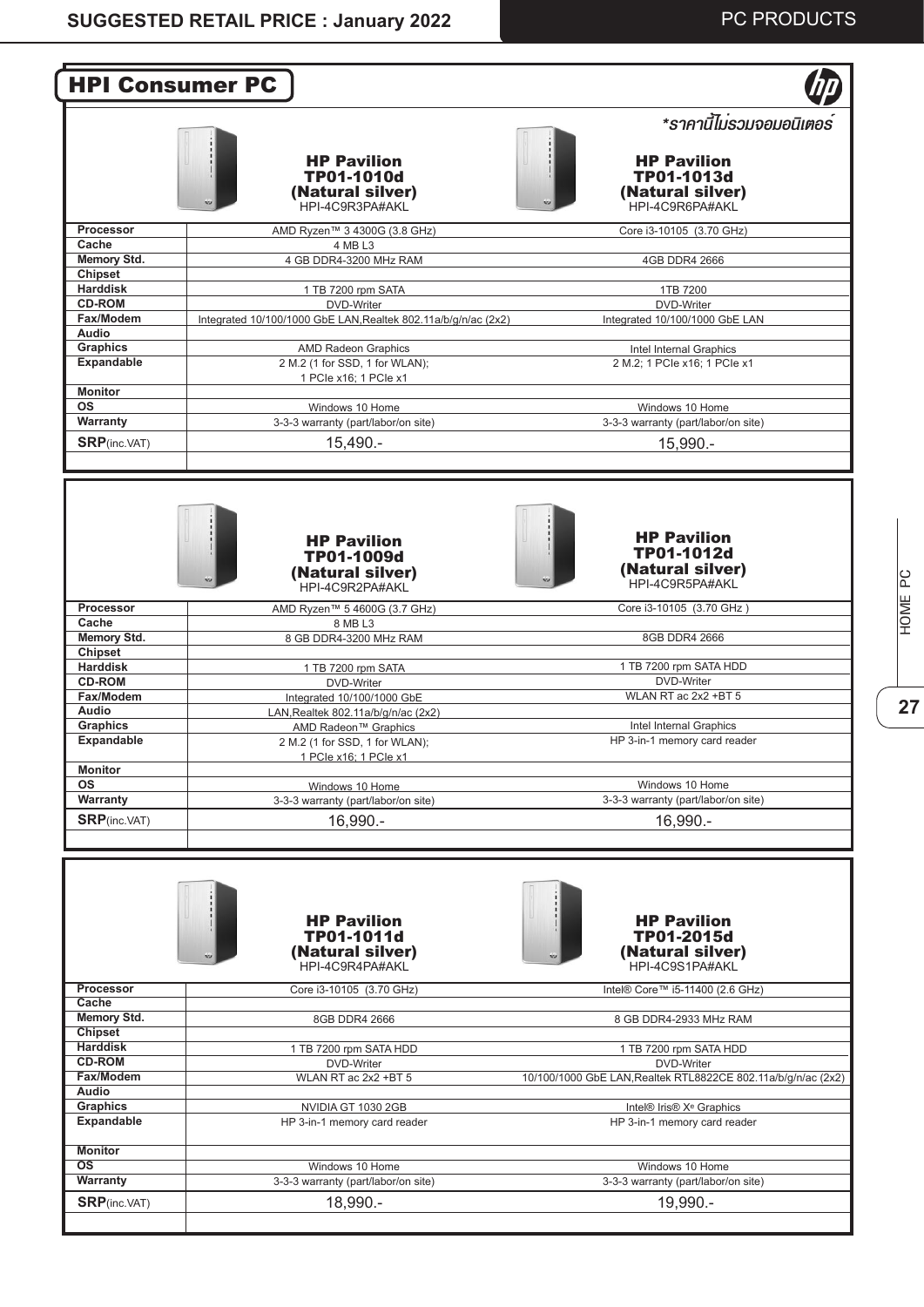## HPI Consumer PC

*ราคานี้ไม่รวมจอมอนิเตอร์

| | HP Pavilion TP01-1010d (Natural silver) HPI-4C9R3PA#AKL | HP Pavilion TP01-1013d (Natural silver) HPI-4C9R6PA#AKL |
|---|---|---|
| Processor | AMD Ryzen™ 3 4300G (3.8 GHz) | Core i3-10105 (3.70 GHz) |
| Cache | 4 MB L3 | |
| Memory Std. | 4 GB DDR4-3200 MHz RAM | 4GB DDR4 2666 |
| Chipset | | |
| Harddisk | 1 TB 7200 rpm SATA | 1TB 7200 |
| CD-ROM | DVD-Writer | DVD-Writer |
| Fax/Modem | Integrated 10/100/1000 GbE LAN,Realtek 802.11a/b/g/n/ac (2x2) | Integrated 10/100/1000 GbE LAN |
| Audio | | |
| Graphics | AMD Radeon Graphics | Intel Internal Graphics |
| Expandable | 2 M.2 (1 for SSD, 1 for WLAN); 1 PCIe x16; 1 PCIe x1 | 2 M.2; 1 PCIe x16; 1 PCIe x1 |
| Monitor | | |
| OS | Windows 10 Home | Windows 10 Home |
| Warranty | 3-3-3 warranty (part/labor/on site) | 3-3-3 warranty (part/labor/on site) |
| **SRP**(inc.VAT) | 15,490.- | 15,990.- |

| | HP Pavilion TP01-1009d (Natural silver) HPI-4C9R2PA#AKL | HP Pavilion TP01-1012d (Natural silver) HPI-4C9R5PA#AKL |
|---|---|---|
| Processor | AMD Ryzen™ 5 4600G (3.7 GHz) | Core i3-10105 (3.70 GHz ) |
| Cache | 8 MB L3 | |
| Memory Std. | 8 GB DDR4-3200 MHz RAM | 8GB DDR4 2666 |
| Chipset | | |
| Harddisk | 1 TB 7200 rpm SATA | 1 TB 7200 rpm SATA HDD |
| CD-ROM | DVD-Writer | DVD-Writer |
| Fax/Modem | Integrated 10/100/1000 GbE | WLAN RT ac 2x2 +BT 5 |
| Audio | LAN,Realtek 802.11a/b/g/n/ac (2x2) | |
| Graphics | AMD Radeon™ Graphics | Intel Internal Graphics |
| Expandable | 2 M.2 (1 for SSD, 1 for WLAN); 1 PCIe x16; 1 PCIe x1 | HP 3-in-1 memory card reader |
| Monitor | | |
| OS | Windows 10 Home | Windows 10 Home |
| Warranty | 3-3-3 warranty (part/labor/on site) | 3-3-3 warranty (part/labor/on site) |
| **SRP**(inc.VAT) | 16,990.- | 16,990.- |

| | HP Pavilion TP01-1011d (Natural silver) HPI-4C9R4PA#AKL | HP Pavilion TP01-2015d (Natural silver) HPI-4C9S1PA#AKL |
|---|---|---|
| Processor | Core i3-10105 (3.70 GHz) | Intel® Core™ i5-11400 (2.6 GHz) |
| Cache | | |
| Memory Std. | 8GB DDR4 2666 | 8 GB DDR4-2933 MHz RAM |
| Chipset | | |
| Harddisk | 1 TB 7200 rpm SATA HDD | 1 TB 7200 rpm SATA HDD |
| CD-ROM | DVD-Writer | DVD-Writer |
| Fax/Modem | WLAN RT ac 2x2 +BT 5 | 10/100/1000 GbE LAN,Realtek RTL8822CE 802.11a/b/g/n/ac (2x2) |
| Audio | | |
| Graphics | NVIDIA GT 1030 2GB | Intel® Iris® Xe Graphics |
| Expandable | HP 3-in-1 memory card reader | HP 3-in-1 memory card reader |
| Monitor | | |
| OS | Windows 10 Home | Windows 10 Home |
| Warranty | 3-3-3 warranty (part/labor/on site) | 3-3-3 warranty (part/labor/on site) |
| **SRP**(inc.VAT) | 18,990.- | 19,990.- |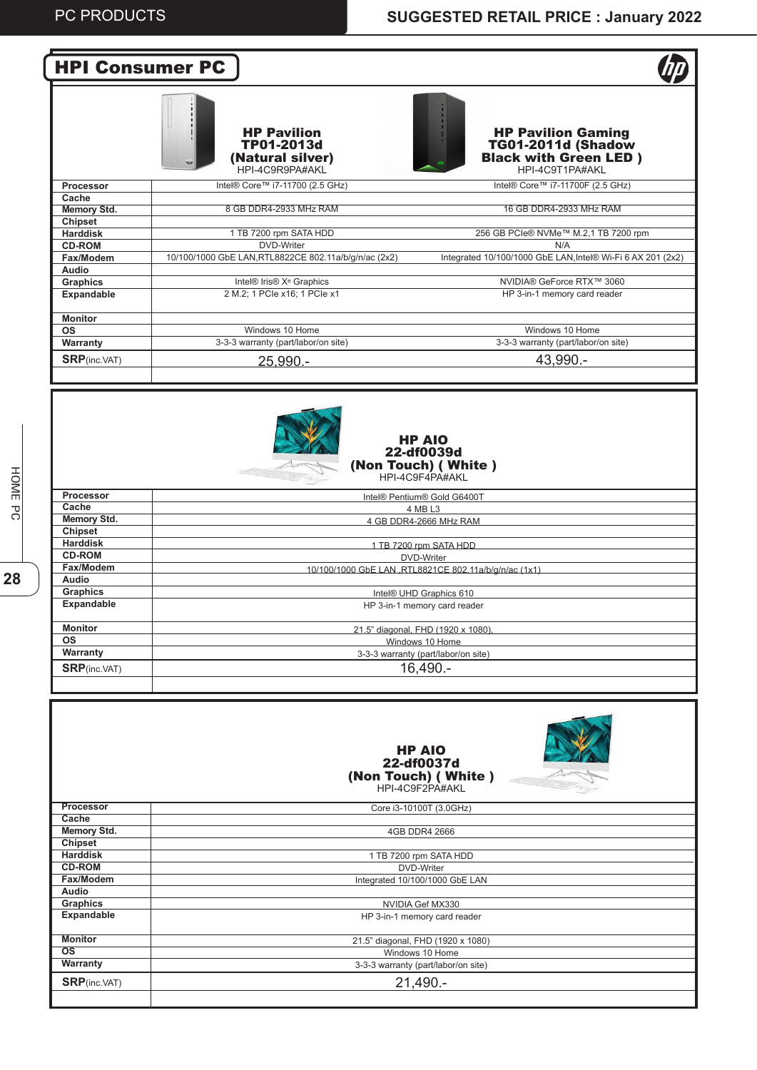# HPI Consumer PC

| | HP Pavilion TP01-2013d (Natural silver) HPI-4C9R9PA#AKL | HP Pavilion Gaming TG01-2011d (Shadow Black with Green LED ) HPI-4C9T1PA#AKL |
|---|---|---|
| Processor | Intel® Core™ i7-11700 (2.5 GHz) | Intel® Core™ i7-11700F (2.5 GHz) |
| Cache | | |
| Memory Std. | 8 GB DDR4-2933 MHz RAM | 16 GB DDR4-2933 MHz RAM |
| Chipset | | |
| Harddisk | 1 TB 7200 rpm SATA HDD | 256 GB PCIe® NVMe™ M.2,1 TB 7200 rpm |
| CD-ROM | DVD-Writer | N/A |
| Fax/Modem | 10/100/1000 GbE LAN,RTL8822CE 802.11a/b/g/n/ac (2x2) | Integrated 10/100/1000 GbE LAN,Intel® Wi-Fi 6 AX 201 (2x2) |
| Audio | | |
| Graphics | Intel® Iris® Xe Graphics | NVIDIA® GeForce RTX™ 3060 |
| Expandable | 2 M.2; 1 PCIe x16; 1 PCIe x1 | HP 3-in-1 memory card reader |
| Monitor | | |
| OS | Windows 10 Home | Windows 10 Home |
| Warranty | 3-3-3 warranty (part/labor/on site) | 3-3-3 warranty (part/labor/on site) |
| **SRP**(inc.VAT) | 25,990.- | 43,990.- |

| | HP AIO 22-df0039d (Non Touch) ( White ) HPI-4C9F4PA#AKL |
|---|---|
| Processor | Intel® Pentium® Gold G6400T |
| Cache | 4 MB L3 |
| Memory Std. | 4 GB DDR4-2666 MHz RAM |
| Chipset | |
| Harddisk | 1 TB 7200 rpm SATA HDD |
| CD-ROM | DVD-Writer |
| Fax/Modem | 10/100/1000 GbE LAN ,RTL8821CE 802.11a/b/g/n/ac (1x1) |
| Audio | |
| Graphics | Intel® UHD Graphics 610 |
| Expandable | HP 3-in-1 memory card reader |
| Monitor | 21.5" diagonal, FHD (1920 x 1080), |
| OS | Windows 10 Home |
| Warranty | 3-3-3 warranty (part/labor/on site) |
| **SRP**(inc.VAT) | 16,490.- |

| | HP AIO 22-df0037d (Non Touch) ( White ) HPI-4C9F2PA#AKL |
|---|---|
| Processor | Core i3-10100T (3.0GHz) |
| Cache | |
| Memory Std. | 4GB DDR4 2666 |
| Chipset | |
| Harddisk | 1 TB 7200 rpm SATA HDD |
| CD-ROM | DVD-Writer |
| Fax/Modem | Integrated 10/100/1000 GbE LAN |
| Audio | |
| Graphics | NVIDIA Gef MX330 |
| Expandable | HP 3-in-1 memory card reader |
| Monitor | 21.5" diagonal, FHD (1920 x 1080) |
| OS | Windows 10 Home |
| Warranty | 3-3-3 warranty (part/labor/on site) |
| **SRP**(inc.VAT) | 21,490.- |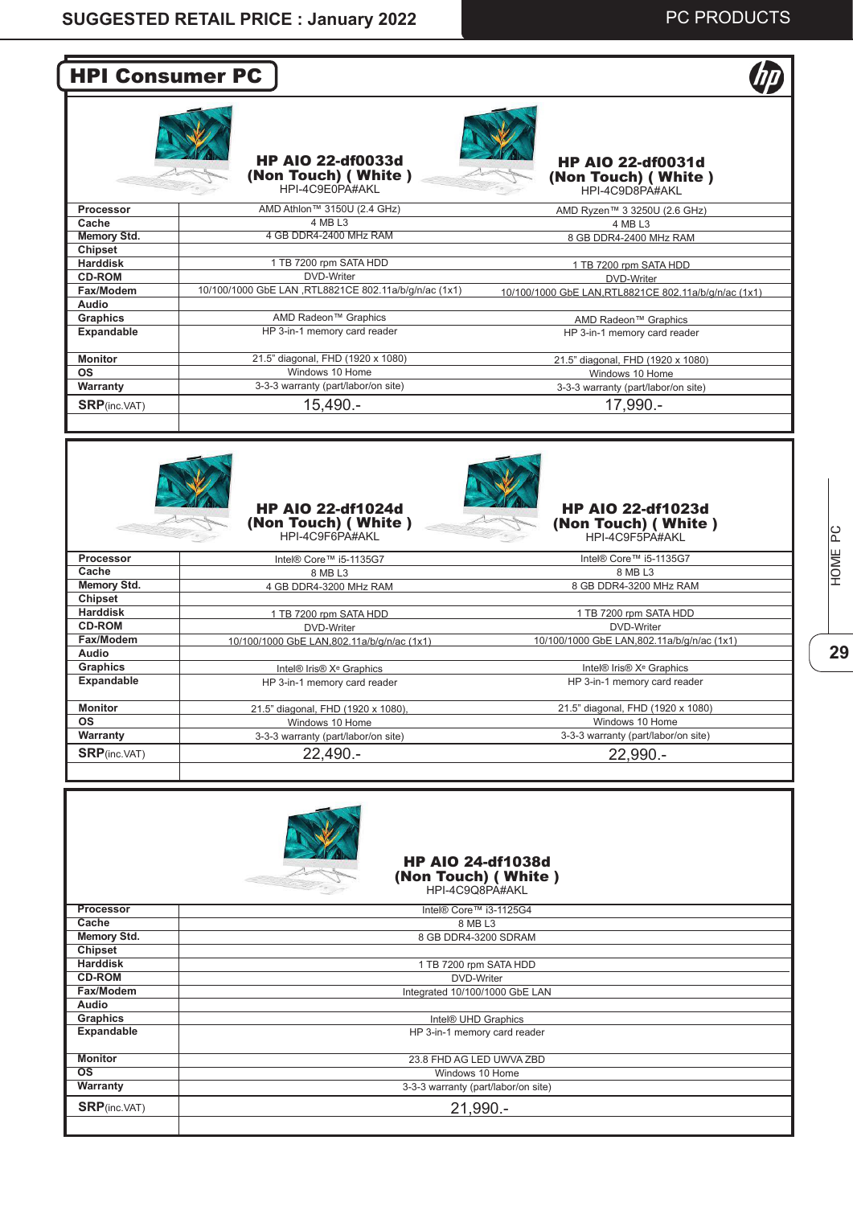## HPI Consumer PC

| | HP AIO 22-df0033d (Non Touch) ( White ) HPI-4C9E0PA#AKL | HP AIO 22-df0031d (Non Touch) ( White ) HPI-4C9D8PA#AKL |
|---|---|---|
| **Processor** | AMD Athlon™ 3150U (2.4 GHz) | AMD Ryzen™ 3 3250U (2.6 GHz) |
| **Cache** | 4 MB L3 | 4 MB L3 |
| **Memory Std.** | 4 GB DDR4-2400 MHz RAM | 8 GB DDR4-2400 MHz RAM |
| **Chipset** | | |
| **Harddisk** | 1 TB 7200 rpm SATA HDD | 1 TB 7200 rpm SATA HDD |
| **CD-ROM** | DVD-Writer | DVD-Writer |
| **Fax/Modem** | 10/100/1000 GbE LAN ,RTL8821CE 802.11a/b/g/n/ac (1x1) | 10/100/1000 GbE LAN,RTL8821CE 802.11a/b/g/n/ac (1x1) |
| **Audio** | | |
| **Graphics** | AMD Radeon™ Graphics | AMD Radeon™ Graphics |
| **Expandable** | HP 3-in-1 memory card reader | HP 3-in-1 memory card reader |
| **Monitor** | 21.5" diagonal, FHD (1920 x 1080) | 21.5" diagonal, FHD (1920 x 1080) |
| **OS** | Windows 10 Home | Windows 10 Home |
| **Warranty** | 3-3-3 warranty (part/labor/on site) | 3-3-3 warranty (part/labor/on site) |
| **SRP**(inc.VAT) | 15,490.- | 17,990.- |

| | HP AIO 22-df1024d (Non Touch) ( White ) HPI-4C9F6PA#AKL | HP AIO 22-df1023d (Non Touch) ( White ) HPI-4C9F5PA#AKL |
|---|---|---|
| **Processor** | Intel® Core™ i5-1135G7 | Intel® Core™ i5-1135G7 |
| **Cache** | 8 MB L3 | 8 MB L3 |
| **Memory Std.** | 4 GB DDR4-3200 MHz RAM | 8 GB DDR4-3200 MHz RAM |
| **Chipset** | | |
| **Harddisk** | 1 TB 7200 rpm SATA HDD | 1 TB 7200 rpm SATA HDD |
| **CD-ROM** | DVD-Writer | DVD-Writer |
| **Fax/Modem** | 10/100/1000 GbE LAN,802.11a/b/g/n/ac (1x1) | 10/100/1000 GbE LAN,802.11a/b/g/n/ac (1x1) |
| **Audio** | | |
| **Graphics** | Intel® Iris® Xᵉ Graphics | Intel® Iris® Xᵉ Graphics |
| **Expandable** | HP 3-in-1 memory card reader | HP 3-in-1 memory card reader |
| **Monitor** | 21.5" diagonal, FHD (1920 x 1080), | 21.5" diagonal, FHD (1920 x 1080) |
| **OS** | Windows 10 Home | Windows 10 Home |
| **Warranty** | 3-3-3 warranty (part/labor/on site) | 3-3-3 warranty (part/labor/on site) |
| **SRP**(inc.VAT) | 22,490.- | 22,990.- |

| | HP AIO 24-df1038d (Non Touch) ( White ) HPI-4C9Q8PA#AKL |
|---|---|
| **Processor** | Intel® Core™ i3-1125G4 |
| **Cache** | 8 MB L3 |
| **Memory Std.** | 8 GB DDR4-3200 SDRAM |
| **Chipset** | |
| **Harddisk** | 1 TB 7200 rpm SATA HDD |
| **CD-ROM** | DVD-Writer |
| **Fax/Modem** | Integrated 10/100/1000 GbE LAN |
| **Audio** | |
| **Graphics** | Intel® UHD Graphics |
| **Expandable** | HP 3-in-1 memory card reader |
| **Monitor** | 23.8 FHD AG LED UWVA ZBD |
| **OS** | Windows 10 Home |
| **Warranty** | 3-3-3 warranty (part/labor/on site) |
| **SRP**(inc.VAT) | 21,990.- |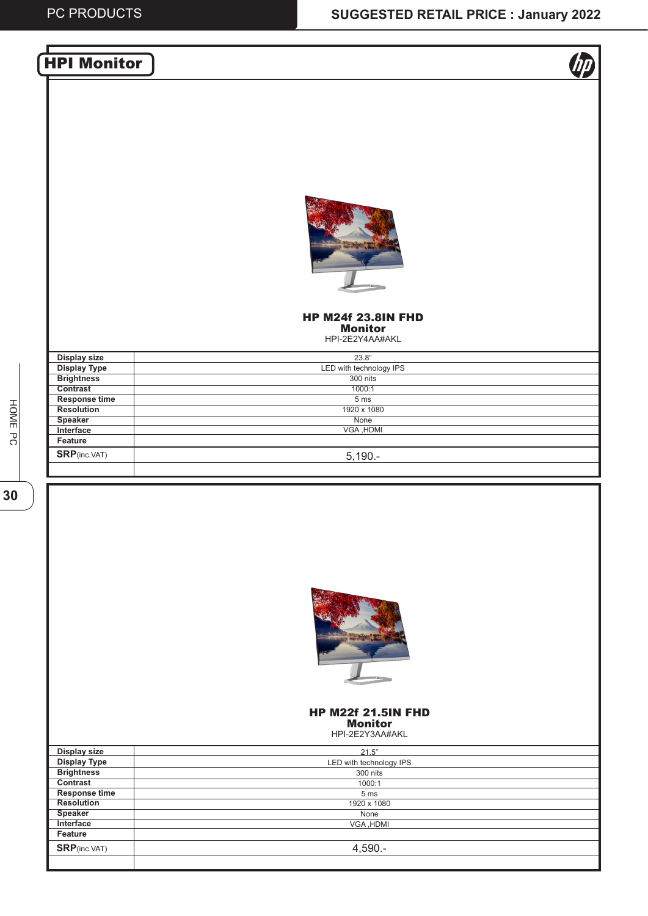# HPI Monitor

## HP M24f 23.8IN FHD Monitor

HPI-2E2Y4AA#AKL

| | |
|---|---|
| **Display size** | 23.8" |
| **Display Type** | LED with technology IPS |
| **Brightness** | 300 nits |
| **Contrast** | 1000:1 |
| **Response time** | 5 ms |
| **Resolution** | 1920 x 1080 |
| **Speaker** | None |
| **Interface** | VGA ,HDMI |
| **Feature** | |
| **SRP**(inc.VAT) | 5,190.- |
| | |

## HP M22f 21.5IN FHD Monitor

HPI-2E2Y3AA#AKL

| | |
|---|---|
| **Display size** | 21.5" |
| **Display Type** | LED with technology IPS |
| **Brightness** | 300 nits |
| **Contrast** | 1000:1 |
| **Response time** | 5 ms |
| **Resolution** | 1920 x 1080 |
| **Speaker** | None |
| **Interface** | VGA ,HDMI |
| **Feature** | |
| **SRP**(inc.VAT) | 4,590.- |
| | |